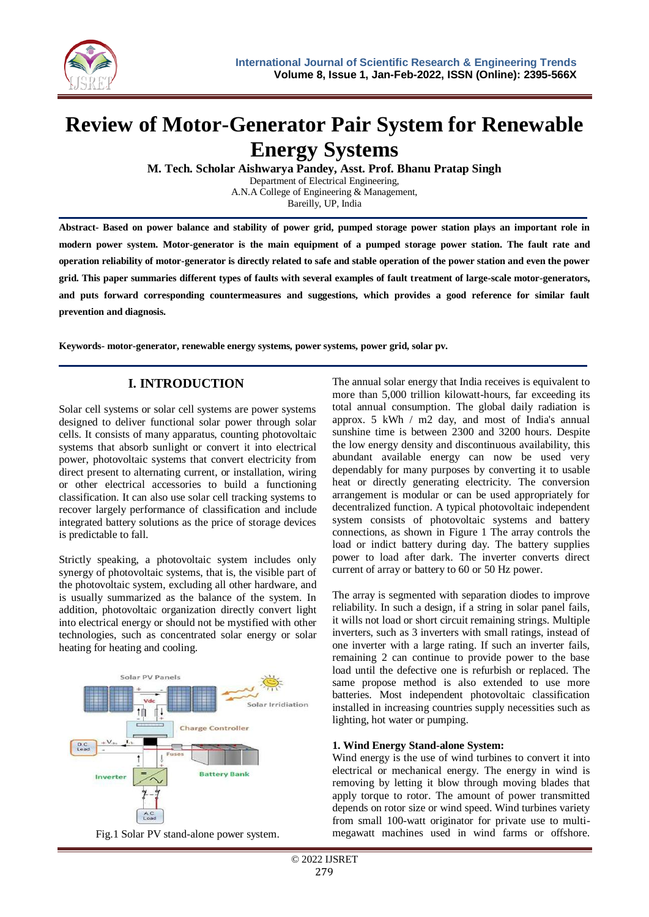# Review of Motor-Generator Pair System for Renewable Energy Systems

**M. Tech. Scholar Aishwarya Pandey, Asst. Prof. Bhanu Pratap Singh**

Department of Electrical Engineering,
A.N.A College of Engineering & Management,
Bareilly, UP, India

**Abstract- Based on power balance and stability of power grid, pumped storage power station plays an important role in modern power system. Motor-generator is the main equipment of a pumped storage power station. The fault rate and operation reliability of motor-generator is directly related to safe and stable operation of the power station and even the power grid. This paper summaries different types of faults with several examples of fault treatment of large-scale motor-generators, and puts forward corresponding countermeasures and suggestions, which provides a good reference for similar fault prevention and diagnosis.**

**Keywords- motor-generator, renewable energy systems, power systems, power grid, solar pv.**

## I. INTRODUCTION

Solar cell systems or solar cell systems are power systems designed to deliver functional solar power through solar cells. It consists of many apparatus, counting photovoltaic systems that absorb sunlight or convert it into electrical power, photovoltaic systems that convert electricity from direct present to alternating current, or installation, wiring or other electrical accessories to build a functioning classification. It can also use solar cell tracking systems to recover largely performance of classification and include integrated battery solutions as the price of storage devices is predictable to fall.

Strictly speaking, a photovoltaic system includes only synergy of photovoltaic systems, that is, the visible part of the photovoltaic system, excluding all other hardware, and is usually summarized as the balance of the system. In addition, photovoltaic organization directly convert light into electrical energy or should not be mystified with other technologies, such as concentrated solar energy or solar heating for heating and cooling.

Fig.1 Solar PV stand-alone power system.

The annual solar energy that India receives is equivalent to more than 5,000 trillion kilowatt-hours, far exceeding its total annual consumption. The global daily radiation is approx. 5 kWh / m2 day, and most of India's annual sunshine time is between 2300 and 3200 hours. Despite the low energy density and discontinuous availability, this abundant available energy can now be used very dependably for many purposes by converting it to usable heat or directly generating electricity. The conversion arrangement is modular or can be used appropriately for decentralized function. A typical photovoltaic independent system consists of photovoltaic systems and battery connections, as shown in Figure 1 The array controls the load or indict battery during day. The battery supplies power to load after dark. The inverter converts direct current of array or battery to 60 or 50 Hz power.

The array is segmented with separation diodes to improve reliability. In such a design, if a string in solar panel fails, it wills not load or short circuit remaining strings. Multiple inverters, such as 3 inverters with small ratings, instead of one inverter with a large rating. If such an inverter fails, remaining 2 can continue to provide power to the base load until the defective one is refurbish or replaced. The same propose method is also extended to use more batteries. Most independent photovoltaic classification installed in increasing countries supply necessities such as lighting, hot water or pumping.

**1. Wind Energy Stand-alone System:**

Wind energy is the use of wind turbines to convert it into electrical or mechanical energy. The energy in wind is removing by letting it blow through moving blades that apply torque to rotor. The amount of power transmitted depends on rotor size or wind speed. Wind turbines variety from small 100-watt originator for private use to multi-megawatt machines used in wind farms or offshore.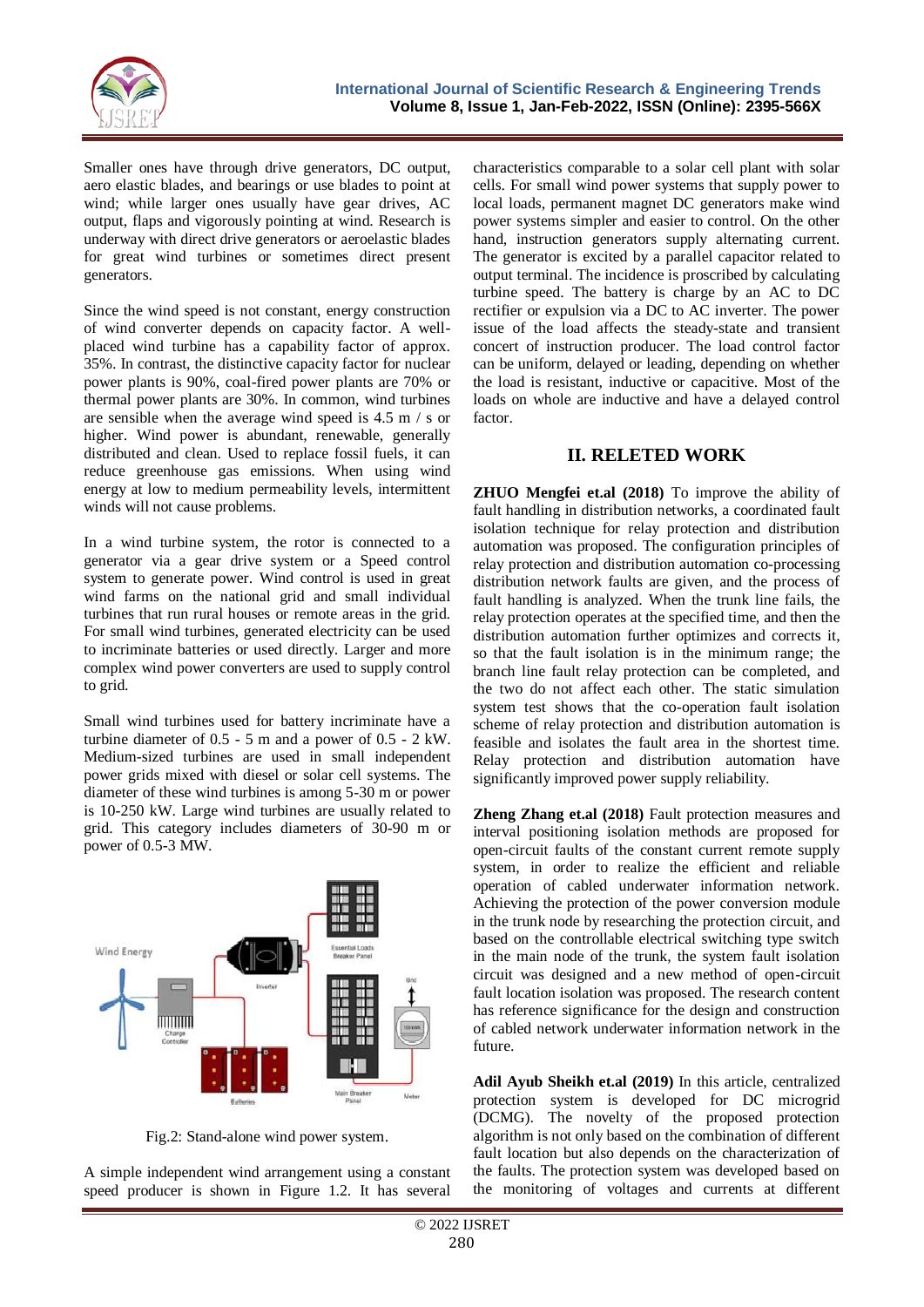Smaller ones have through drive generators, DC output, aero elastic blades, and bearings or use blades to point at wind; while larger ones usually have gear drives, AC output, flaps and vigorously pointing at wind. Research is underway with direct drive generators or aeroelastic blades for great wind turbines or sometimes direct present generators.

Since the wind speed is not constant, energy construction of wind converter depends on capacity factor. A well-placed wind turbine has a capability factor of approx. 35%. In contrast, the distinctive capacity factor for nuclear power plants is 90%, coal-fired power plants are 70% or thermal power plants are 30%. In common, wind turbines are sensible when the average wind speed is 4.5 m / s or higher. Wind power is abundant, renewable, generally distributed and clean. Used to replace fossil fuels, it can reduce greenhouse gas emissions. When using wind energy at low to medium permeability levels, intermittent winds will not cause problems.

In a wind turbine system, the rotor is connected to a generator via a gear drive system or a Speed control system to generate power. Wind control is used in great wind farms on the national grid and small individual turbines that run rural houses or remote areas in the grid. For small wind turbines, generated electricity can be used to incriminate batteries or used directly. Larger and more complex wind power converters are used to supply control to grid.

Small wind turbines used for battery incriminate have a turbine diameter of 0.5 - 5 m and a power of 0.5 - 2 kW. Medium-sized turbines are used in small independent power grids mixed with diesel or solar cell systems. The diameter of these wind turbines is among 5-30 m or power is 10-250 kW. Large wind turbines are usually related to grid. This category includes diameters of 30-90 m or power of 0.5-3 MW.

Fig.2: Stand-alone wind power system.

A simple independent wind arrangement using a constant speed producer is shown in Figure 1.2. It has several characteristics comparable to a solar cell plant with solar cells. For small wind power systems that supply power to local loads, permanent magnet DC generators make wind power systems simpler and easier to control. On the other hand, instruction generators supply alternating current. The generator is excited by a parallel capacitor related to output terminal. The incidence is proscribed by calculating turbine speed. The battery is charge by an AC to DC rectifier or expulsion via a DC to AC inverter. The power issue of the load affects the steady-state and transient concert of instruction producer. The load control factor can be uniform, delayed or leading, depending on whether the load is resistant, inductive or capacitive. Most of the loads on whole are inductive and have a delayed control factor.

## II. RELETED WORK

**ZHUO Mengfei et.al (2018)** To improve the ability of fault handling in distribution networks, a coordinated fault isolation technique for relay protection and distribution automation was proposed. The configuration principles of relay protection and distribution automation co-processing distribution network faults are given, and the process of fault handling is analyzed. When the trunk line fails, the relay protection operates at the specified time, and then the distribution automation further optimizes and corrects it, so that the fault isolation is in the minimum range; the branch line fault relay protection can be completed, and the two do not affect each other. The static simulation system test shows that the co-operation fault isolation scheme of relay protection and distribution automation is feasible and isolates the fault area in the shortest time. Relay protection and distribution automation have significantly improved power supply reliability.

**Zheng Zhang et.al (2018)** Fault protection measures and interval positioning isolation methods are proposed for open-circuit faults of the constant current remote supply system, in order to realize the efficient and reliable operation of cabled underwater information network. Achieving the protection of the power conversion module in the trunk node by researching the protection circuit, and based on the controllable electrical switching type switch in the main node of the trunk, the system fault isolation circuit was designed and a new method of open-circuit fault location isolation was proposed. The research content has reference significance for the design and construction of cabled network underwater information network in the future.

**Adil Ayub Sheikh et.al (2019)** In this article, centralized protection system is developed for DC microgrid (DCMG). The novelty of the proposed protection algorithm is not only based on the combination of different fault location but also depends on the characterization of the faults. The protection system was developed based on the monitoring of voltages and currents at different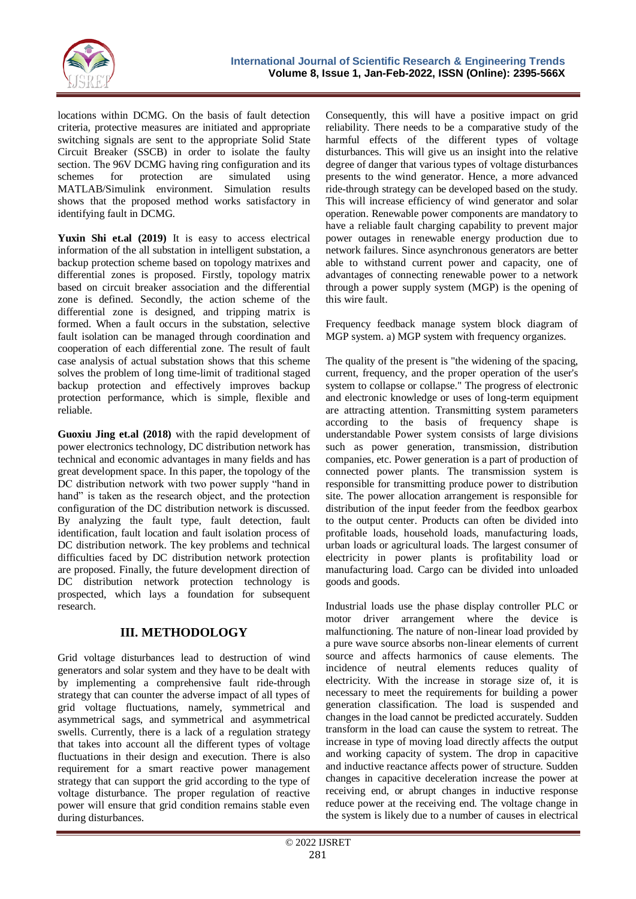locations within DCMG. On the basis of fault detection criteria, protective measures are initiated and appropriate switching signals are sent to the appropriate Solid State Circuit Breaker (SSCB) in order to isolate the faulty section. The 96V DCMG having ring configuration and its schemes for protection are simulated using MATLAB/Simulink environment. Simulation results shows that the proposed method works satisfactory in identifying fault in DCMG.

**Yuxin Shi et.al (2019)** It is easy to access electrical information of the all substation in intelligent substation, a backup protection scheme based on topology matrixes and differential zones is proposed. Firstly, topology matrix based on circuit breaker association and the differential zone is defined. Secondly, the action scheme of the differential zone is designed, and tripping matrix is formed. When a fault occurs in the substation, selective fault isolation can be managed through coordination and cooperation of each differential zone. The result of fault case analysis of actual substation shows that this scheme solves the problem of long time-limit of traditional staged backup protection and effectively improves backup protection performance, which is simple, flexible and reliable.

**Guoxiu Jing et.al (2018)** with the rapid development of power electronics technology, DC distribution network has technical and economic advantages in many fields and has great development space. In this paper, the topology of the DC distribution network with two power supply "hand in hand" is taken as the research object, and the protection configuration of the DC distribution network is discussed. By analyzing the fault type, fault detection, fault identification, fault location and fault isolation process of DC distribution network. The key problems and technical difficulties faced by DC distribution network protection are proposed. Finally, the future development direction of DC distribution network protection technology is prospected, which lays a foundation for subsequent research.

## III. METHODOLOGY

Grid voltage disturbances lead to destruction of wind generators and solar system and they have to be dealt with by implementing a comprehensive fault ride-through strategy that can counter the adverse impact of all types of grid voltage fluctuations, namely, symmetrical and asymmetrical sags, and symmetrical and asymmetrical swells. Currently, there is a lack of a regulation strategy that takes into account all the different types of voltage fluctuations in their design and execution. There is also requirement for a smart reactive power management strategy that can support the grid according to the type of voltage disturbance. The proper regulation of reactive power will ensure that grid condition remains stable even during disturbances.

Consequently, this will have a positive impact on grid reliability. There needs to be a comparative study of the harmful effects of the different types of voltage disturbances. This will give us an insight into the relative degree of danger that various types of voltage disturbances presents to the wind generator. Hence, a more advanced ride-through strategy can be developed based on the study. This will increase efficiency of wind generator and solar operation. Renewable power components are mandatory to have a reliable fault charging capability to prevent major power outages in renewable energy production due to network failures. Since asynchronous generators are better able to withstand current power and capacity, one of advantages of connecting renewable power to a network through a power supply system (MGP) is the opening of this wire fault.

Frequency feedback manage system block diagram of MGP system. a) MGP system with frequency organizes.

The quality of the present is "the widening of the spacing, current, frequency, and the proper operation of the user's system to collapse or collapse." The progress of electronic and electronic knowledge or uses of long-term equipment are attracting attention. Transmitting system parameters according to the basis of frequency shape is understandable Power system consists of large divisions such as power generation, transmission, distribution companies, etc. Power generation is a part of production of connected power plants. The transmission system is responsible for transmitting produce power to distribution site. The power allocation arrangement is responsible for distribution of the input feeder from the feedbox gearbox to the output center. Products can often be divided into profitable loads, household loads, manufacturing loads, urban loads or agricultural loads. The largest consumer of electricity in power plants is profitability load or manufacturing load. Cargo can be divided into unloaded goods and goods.

Industrial loads use the phase display controller PLC or motor driver arrangement where the device is malfunctioning. The nature of non-linear load provided by a pure wave source absorbs non-linear elements of current source and affects harmonics of cause elements. The incidence of neutral elements reduces quality of electricity. With the increase in storage size of, it is necessary to meet the requirements for building a power generation classification. The load is suspended and changes in the load cannot be predicted accurately. Sudden transform in the load can cause the system to retreat. The increase in type of moving load directly affects the output and working capacity of system. The drop in capacitive and inductive reactance affects power of structure. Sudden changes in capacitive deceleration increase the power at receiving end, or abrupt changes in inductive response reduce power at the receiving end. The voltage change in the system is likely due to a number of causes in electrical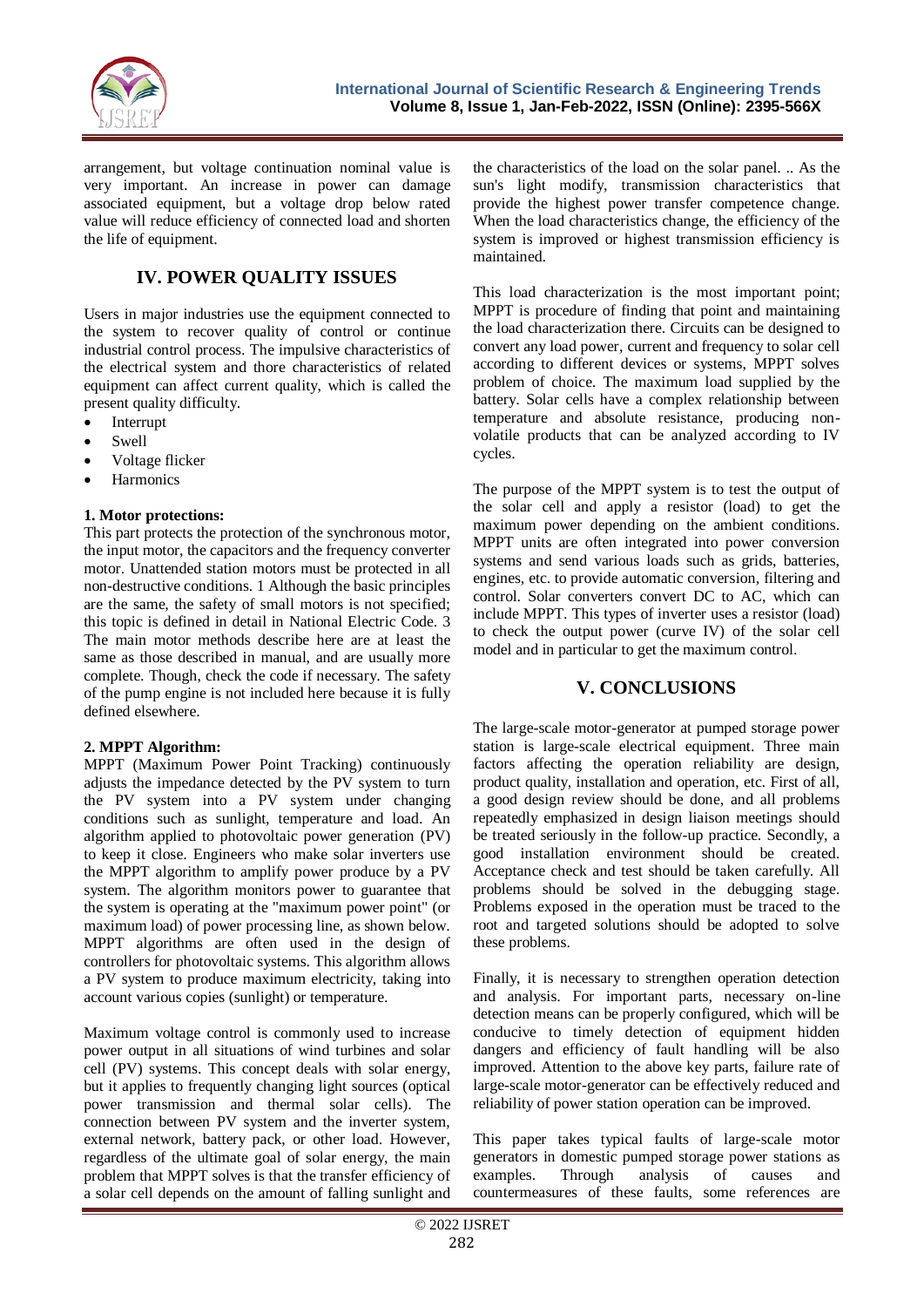arrangement, but voltage continuation nominal value is very important. An increase in power can damage associated equipment, but a voltage drop below rated value will reduce efficiency of connected load and shorten the life of equipment.

## IV. POWER QUALITY ISSUES

Users in major industries use the equipment connected to the system to recover quality of control or continue industrial control process. The impulsive characteristics of the electrical system and thore characteristics of related equipment can affect current quality, which is called the present quality difficulty.

- Interrupt
- Swell
- Voltage flicker
- Harmonics

**1. Motor protections:**
This part protects the protection of the synchronous motor, the input motor, the capacitors and the frequency converter motor. Unattended station motors must be protected in all non-destructive conditions. 1 Although the basic principles are the same, the safety of small motors is not specified; this topic is defined in detail in National Electric Code. 3 The main motor methods describe here are at least the same as those described in manual, and are usually more complete. Though, check the code if necessary. The safety of the pump engine is not included here because it is fully defined elsewhere.

**2. MPPT Algorithm:**
MPPT (Maximum Power Point Tracking) continuously adjusts the impedance detected by the PV system to turn the PV system into a PV system under changing conditions such as sunlight, temperature and load. An algorithm applied to photovoltaic power generation (PV) to keep it close. Engineers who make solar inverters use the MPPT algorithm to amplify power produce by a PV system. The algorithm monitors power to guarantee that the system is operating at the "maximum power point" (or maximum load) of power processing line, as shown below. MPPT algorithms are often used in the design of controllers for photovoltaic systems. This algorithm allows a PV system to produce maximum electricity, taking into account various copies (sunlight) or temperature.

Maximum voltage control is commonly used to increase power output in all situations of wind turbines and solar cell (PV) systems. This concept deals with solar energy, but it applies to frequently changing light sources (optical power transmission and thermal solar cells). The connection between PV system and the inverter system, external network, battery pack, or other load. However, regardless of the ultimate goal of solar energy, the main problem that MPPT solves is that the transfer efficiency of a solar cell depends on the amount of falling sunlight and the characteristics of the load on the solar panel. .. As the sun's light modify, transmission characteristics that provide the highest power transfer competence change. When the load characteristics change, the efficiency of the system is improved or highest transmission efficiency is maintained.

This load characterization is the most important point; MPPT is procedure of finding that point and maintaining the load characterization there. Circuits can be designed to convert any load power, current and frequency to solar cell according to different devices or systems, MPPT solves problem of choice. The maximum load supplied by the battery. Solar cells have a complex relationship between temperature and absolute resistance, producing non-volatile products that can be analyzed according to IV cycles.

The purpose of the MPPT system is to test the output of the solar cell and apply a resistor (load) to get the maximum power depending on the ambient conditions. MPPT units are often integrated into power conversion systems and send various loads such as grids, batteries, engines, etc. to provide automatic conversion, filtering and control. Solar converters convert DC to AC, which can include MPPT. This types of inverter uses a resistor (load) to check the output power (curve IV) of the solar cell model and in particular to get the maximum control.

## V. CONCLUSIONS

The large-scale motor-generator at pumped storage power station is large-scale electrical equipment. Three main factors affecting the operation reliability are design, product quality, installation and operation, etc. First of all, a good design review should be done, and all problems repeatedly emphasized in design liaison meetings should be treated seriously in the follow-up practice. Secondly, a good installation environment should be created. Acceptance check and test should be taken carefully. All problems should be solved in the debugging stage. Problems exposed in the operation must be traced to the root and targeted solutions should be adopted to solve these problems.

Finally, it is necessary to strengthen operation detection and analysis. For important parts, necessary on-line detection means can be properly configured, which will be conducive to timely detection of equipment hidden dangers and efficiency of fault handling will be also improved. Attention to the above key parts, failure rate of large-scale motor-generator can be effectively reduced and reliability of power station operation can be improved.

This paper takes typical faults of large-scale motor generators in domestic pumped storage power stations as examples. Through analysis of causes and countermeasures of these faults, some references are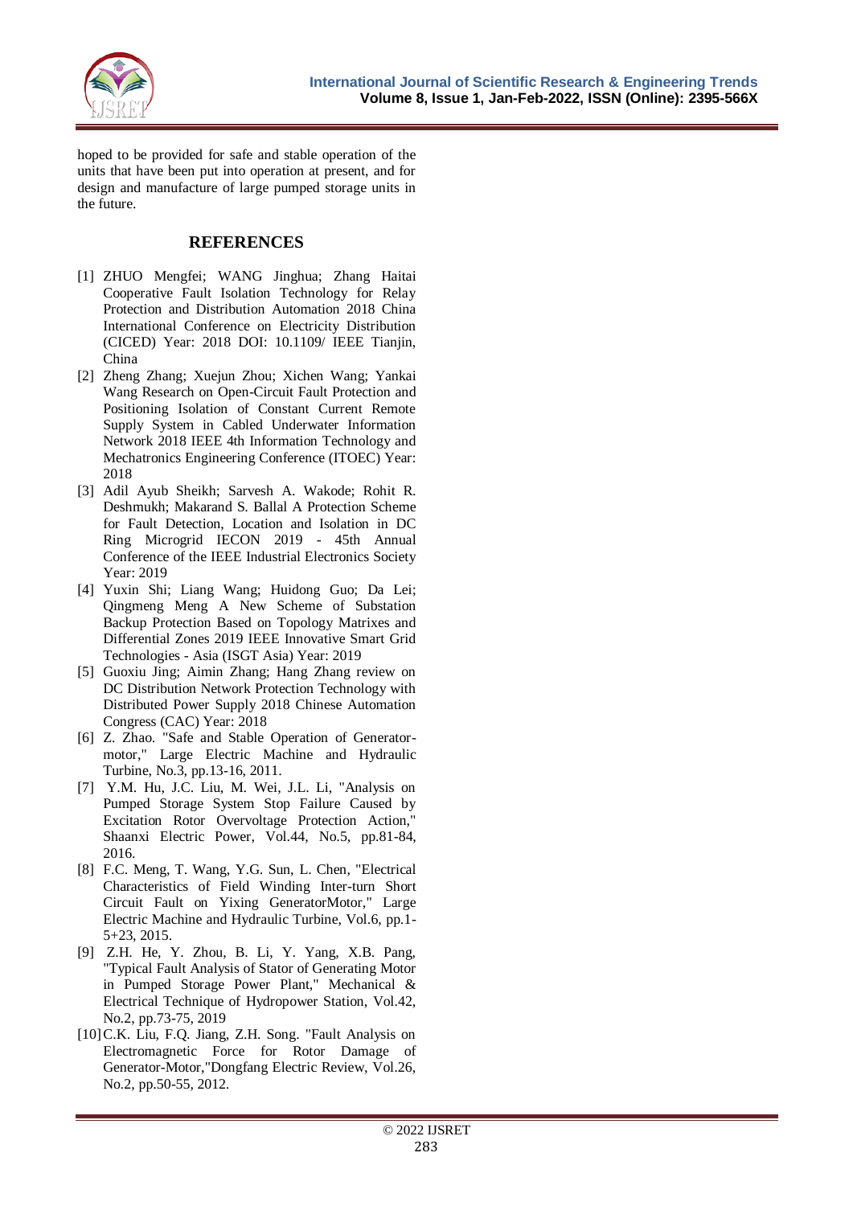hoped to be provided for safe and stable operation of the units that have been put into operation at present, and for design and manufacture of large pumped storage units in the future.

## REFERENCES

[1] ZHUO Mengfei; WANG Jinghua; Zhang Haitai Cooperative Fault Isolation Technology for Relay Protection and Distribution Automation 2018 China International Conference on Electricity Distribution (CICED) Year: 2018 DOI: 10.1109/ IEEE Tianjin, China

[2] Zheng Zhang; Xuejun Zhou; Xichen Wang; Yankai Wang Research on Open-Circuit Fault Protection and Positioning Isolation of Constant Current Remote Supply System in Cabled Underwater Information Network 2018 IEEE 4th Information Technology and Mechatronics Engineering Conference (ITOEC) Year: 2018

[3] Adil Ayub Sheikh; Sarvesh A. Wakode; Rohit R. Deshmukh; Makarand S. Ballal A Protection Scheme for Fault Detection, Location and Isolation in DC Ring Microgrid IECON 2019 - 45th Annual Conference of the IEEE Industrial Electronics Society Year: 2019

[4] Yuxin Shi; Liang Wang; Huidong Guo; Da Lei; Qingmeng Meng A New Scheme of Substation Backup Protection Based on Topology Matrixes and Differential Zones 2019 IEEE Innovative Smart Grid Technologies - Asia (ISGT Asia) Year: 2019

[5] Guoxiu Jing; Aimin Zhang; Hang Zhang review on DC Distribution Network Protection Technology with Distributed Power Supply 2018 Chinese Automation Congress (CAC) Year: 2018

[6] Z. Zhao. "Safe and Stable Operation of Generator-motor," Large Electric Machine and Hydraulic Turbine, No.3, pp.13-16, 2011.

[7] Y.M. Hu, J.C. Liu, M. Wei, J.L. Li, "Analysis on Pumped Storage System Stop Failure Caused by Excitation Rotor Overvoltage Protection Action," Shaanxi Electric Power, Vol.44, No.5, pp.81-84, 2016.

[8] F.C. Meng, T. Wang, Y.G. Sun, L. Chen, "Electrical Characteristics of Field Winding Inter-turn Short Circuit Fault on Yixing GeneratorMotor," Large Electric Machine and Hydraulic Turbine, Vol.6, pp.1-5+23, 2015.

[9] Z.H. He, Y. Zhou, B. Li, Y. Yang, X.B. Pang, "Typical Fault Analysis of Stator of Generating Motor in Pumped Storage Power Plant," Mechanical & Electrical Technique of Hydropower Station, Vol.42, No.2, pp.73-75, 2019

[10] C.K. Liu, F.Q. Jiang, Z.H. Song. "Fault Analysis on Electromagnetic Force for Rotor Damage of Generator-Motor,"Dongfang Electric Review, Vol.26, No.2, pp.50-55, 2012.